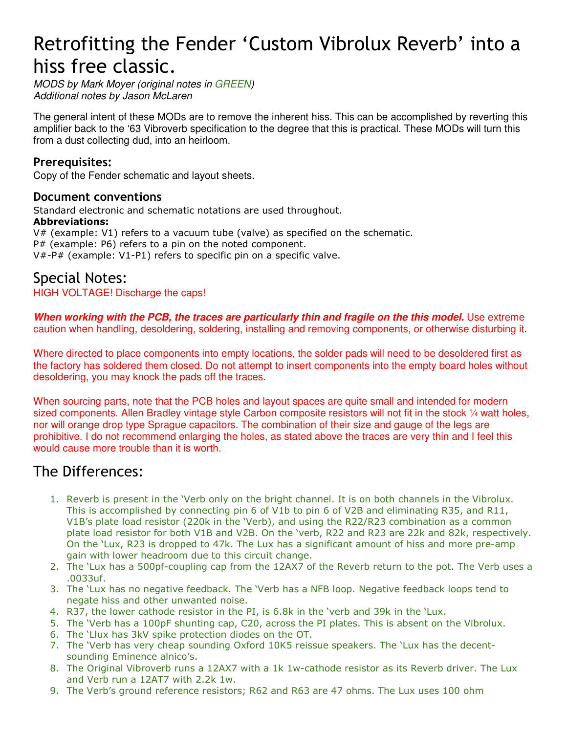# Retrofitting the Fender 'Custom Vibrolux Reverb' into a hiss free classic.

*MODS by Mark Moyer (original notes in GREEN)*
*Additional notes by Jason McLaren*

The general intent of these MODs are to remove the inherent hiss. This can be accomplished by reverting this amplifier back to the '63 Vibroverb specification to the degree that this is practical. These MODs will turn this from a dust collecting dud, into an heirloom.

### Prerequisites:

Copy of the Fender schematic and layout sheets.

### Document conventions

Standard electronic and schematic notations are used throughout.

**Abbreviations:**

V# (example: V1) refers to a vacuum tube (valve) as specified on the schematic.
P# (example: P6) refers to a pin on the noted component.
V#-P# (example: V1-P1) refers to specific pin on a specific valve.

## Special Notes:

HIGH VOLTAGE! Discharge the caps!

***When working with the PCB, the traces are particularly thin and fragile on the this model.*** Use extreme caution when handling, desoldering, soldering, installing and removing components, or otherwise disturbing it.

Where directed to place components into empty locations, the solder pads will need to be desoldered first as the factory has soldered them closed. Do not attempt to insert components into the empty board holes without desoldering, you may knock the pads off the traces.

When sourcing parts, note that the PCB holes and layout spaces are quite small and intended for modern sized components. Allen Bradley vintage style Carbon composite resistors will not fit in the stock ¼ watt holes, nor will orange drop type Sprague capacitors. The combination of their size and gauge of the legs are prohibitive. I do not recommend enlarging the holes, as stated above the traces are very thin and I feel this would cause more trouble than it is worth.

## The Differences:

1. Reverb is present in the 'Verb only on the bright channel. It is on both channels in the Vibrolux. This is accomplished by connecting pin 6 of V1b to pin 6 of V2B and eliminating R35, and R11, V1B's plate load resistor (220k in the 'Verb), and using the R22/R23 combination as a common plate load resistor for both V1B and V2B. On the 'verb, R22 and R23 are 22k and 82k, respectively. On the 'Lux, R23 is dropped to 47k. The Lux has a significant amount of hiss and more pre-amp gain with lower headroom due to this circuit change.
2. The 'Lux has a 500pf-coupling cap from the 12AX7 of the Reverb return to the pot. The Verb uses a .0033uf.
3. The 'Lux has no negative feedback. The 'Verb has a NFB loop. Negative feedback loops tend to negate hiss and other unwanted noise.
4. R37, the lower cathode resistor in the PI, is 6.8k in the 'verb and 39k in the 'Lux.
5. The 'Verb has a 100pF shunting cap, C20, across the PI plates. This is absent on the Vibrolux.
6. The 'Llux has 3kV spike protection diodes on the OT.
7. The 'Verb has very cheap sounding Oxford 10K5 reissue speakers. The 'Lux has the decent-sounding Eminence alnico's.
8. The Original Vibroverb runs a 12AX7 with a 1k 1w-cathode resistor as its Reverb driver. The Lux and Verb run a 12AT7 with 2.2k 1w.
9. The Verb's ground reference resistors; R62 and R63 are 47 ohms. The Lux uses 100 ohm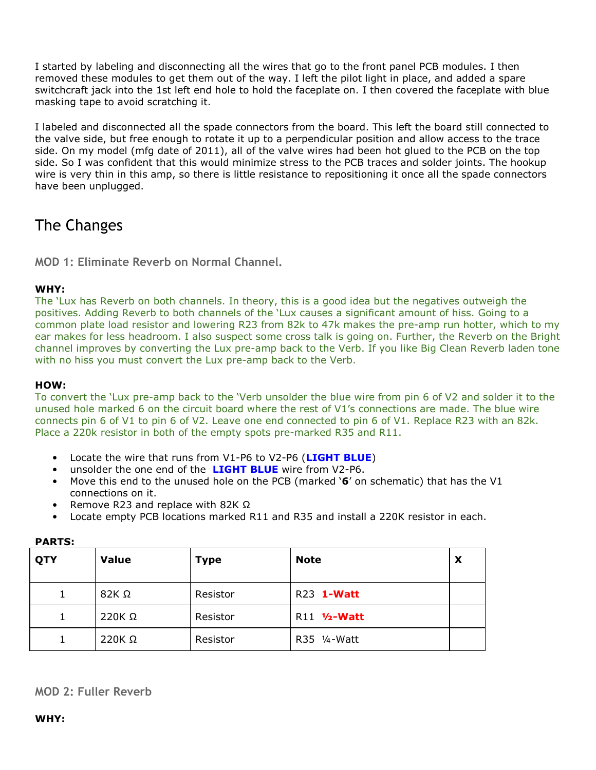I started by labeling and disconnecting all the wires that go to the front panel PCB modules. I then removed these modules to get them out of the way. I left the pilot light in place, and added a spare switchcraft jack into the 1st left end hole to hold the faceplate on. I then covered the faceplate with blue masking tape to avoid scratching it.

I labeled and disconnected all the spade connectors from the board. This left the board still connected to the valve side, but free enough to rotate it up to a perpendicular position and allow access to the trace side. On my model (mfg date of 2011), all of the valve wires had been hot glued to the PCB on the top side. So I was confident that this would minimize stress to the PCB traces and solder joints. The hookup wire is very thin in this amp, so there is little resistance to repositioning it once all the spade connectors have been unplugged.

# The Changes

## MOD 1: Eliminate Reverb on Normal Channel.

**WHY:**

The 'Lux has Reverb on both channels. In theory, this is a good idea but the negatives outweigh the positives. Adding Reverb to both channels of the 'Lux causes a significant amount of hiss. Going to a common plate load resistor and lowering R23 from 82k to 47k makes the pre-amp run hotter, which to my ear makes for less headroom. I also suspect some cross talk is going on. Further, the Reverb on the Bright channel improves by converting the Lux pre-amp back to the Verb. If you like Big Clean Reverb laden tone with no hiss you must convert the Lux pre-amp back to the Verb.

**HOW:**

To convert the 'Lux pre-amp back to the 'Verb unsolder the blue wire from pin 6 of V2 and solder it to the unused hole marked 6 on the circuit board where the rest of V1's connections are made. The blue wire connects pin 6 of V1 to pin 6 of V2. Leave one end connected to pin 6 of V1. Replace R23 with an 82k. Place a 220k resistor in both of the empty spots pre-marked R35 and R11.

- Locate the wire that runs from V1-P6 to V2-P6 (**LIGHT BLUE**)
- unsolder the one end of the **LIGHT BLUE** wire from V2-P6.
- Move this end to the unused hole on the PCB (marked '**6**' on schematic) that has the V1 connections on it.
- Remove R23 and replace with 82K Ω
- Locate empty PCB locations marked R11 and R35 and install a 220K resistor in each.

**PARTS:**

| QTY | Value | Type | Note | X |
|---|---|---|---|---|
| 1 | 82K Ω | Resistor | R23 **1-Watt** | |
| 1 | 220K Ω | Resistor | R11 **½-Watt** | |
| 1 | 220K Ω | Resistor | R35 ¼-Watt | |

## MOD 2: Fuller Reverb

**WHY:**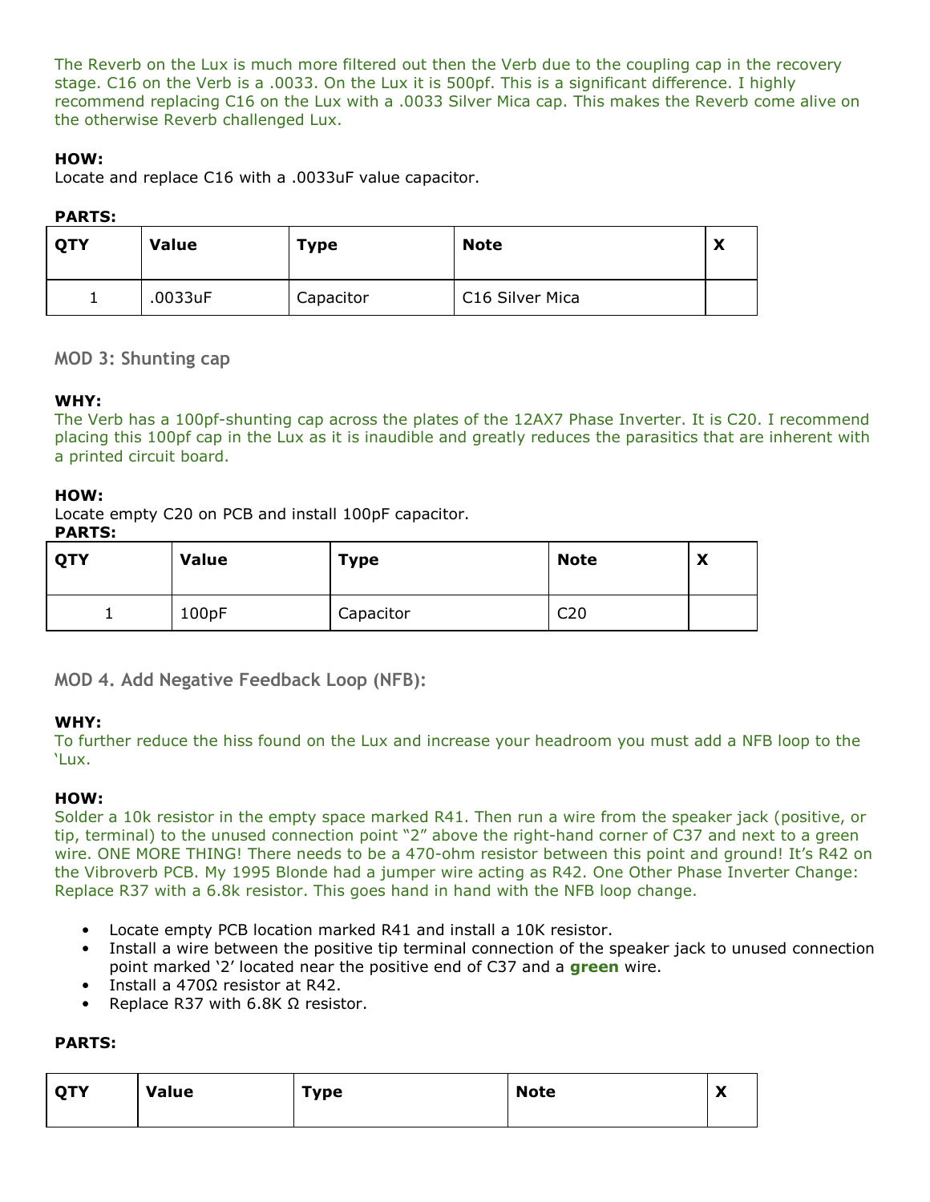The Reverb on the Lux is much more filtered out then the Verb due to the coupling cap in the recovery stage. C16 on the Verb is a .0033. On the Lux it is 500pf. This is a significant difference. I highly recommend replacing C16 on the Lux with a .0033 Silver Mica cap. This makes the Reverb come alive on the otherwise Reverb challenged Lux.

**HOW:**
Locate and replace C16 with a .0033uF value capacitor.

**PARTS:**

| QTY | Value | Type | Note | X |
|---|---|---|---|---|
| 1 | .0033uF | Capacitor | C16 Silver Mica | |

## MOD 3: Shunting cap

**WHY:**
The Verb has a 100pf-shunting cap across the plates of the 12AX7 Phase Inverter. It is C20. I recommend placing this 100pf cap in the Lux as it is inaudible and greatly reduces the parasitics that are inherent with a printed circuit board.

**HOW:**
Locate empty C20 on PCB and install 100pF capacitor.

**PARTS:**

| QTY | Value | Type | Note | X |
|---|---|---|---|---|
| 1 | 100pF | Capacitor | C20 | |

## MOD 4. Add Negative Feedback Loop (NFB):

**WHY:**
To further reduce the hiss found on the Lux and increase your headroom you must add a NFB loop to the 'Lux.

**HOW:**
Solder a 10k resistor in the empty space marked R41. Then run a wire from the speaker jack (positive, or tip, terminal) to the unused connection point "2" above the right-hand corner of C37 and next to a green wire. ONE MORE THING! There needs to be a 470-ohm resistor between this point and ground! It's R42 on the Vibroverb PCB. My 1995 Blonde had a jumper wire acting as R42. One Other Phase Inverter Change: Replace R37 with a 6.8k resistor. This goes hand in hand with the NFB loop change.

- Locate empty PCB location marked R41 and install a 10K resistor.
- Install a wire between the positive tip terminal connection of the speaker jack to unused connection point marked '2' located near the positive end of C37 and a **green** wire.
- Install a 470Ω resistor at R42.
- Replace R37 with 6.8K Ω resistor.

**PARTS:**

| QTY | Value | Type | Note | X |
|---|---|---|---|---|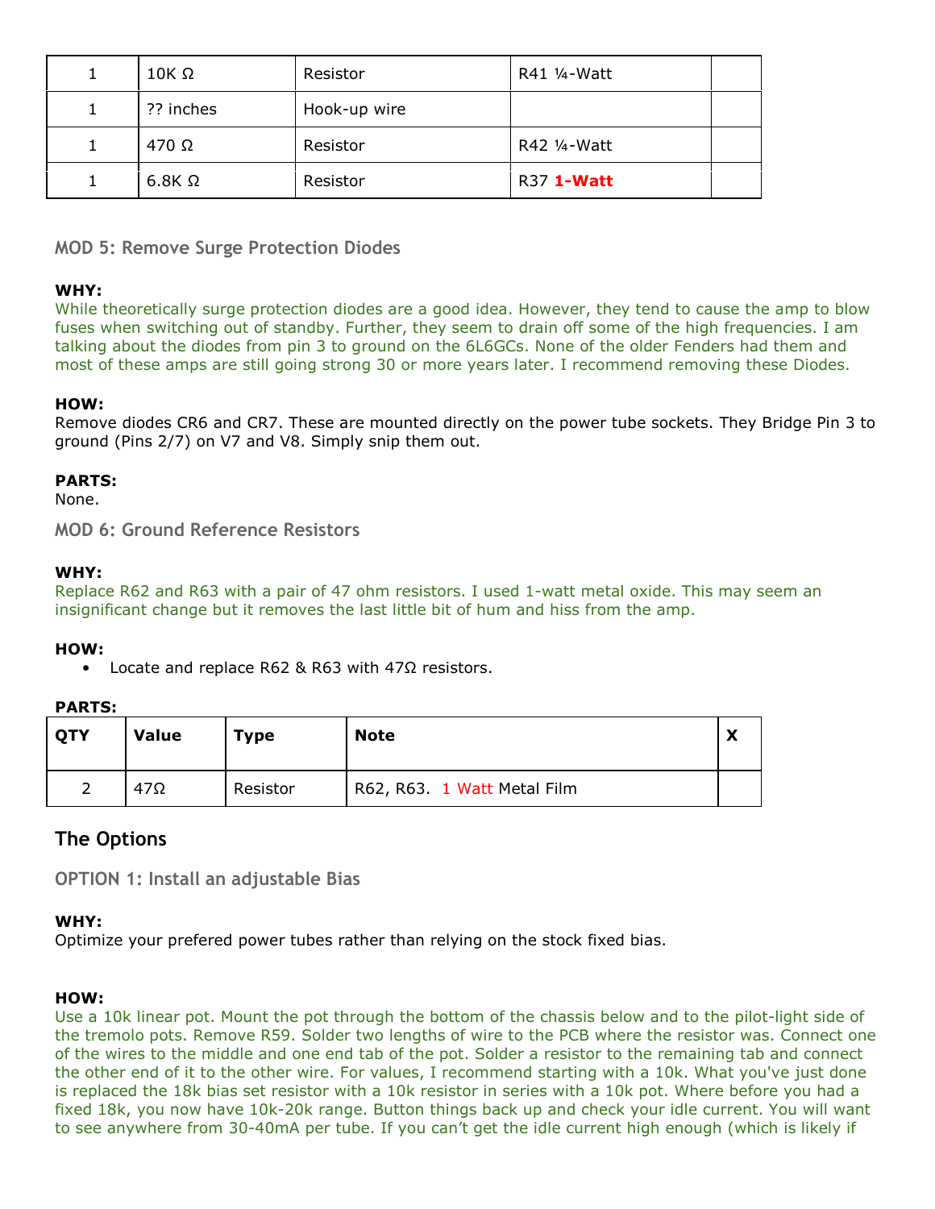| | | | | |
|---|---|---|---|---|
| 1 | 10K Ω | Resistor | R41 ¼-Watt | |
| 1 | ?? inches | Hook-up wire | | |
| 1 | 470 Ω | Resistor | R42 ¼-Watt | |
| 1 | 6.8K Ω | Resistor | R37 **1-Watt** | |

### MOD 5: Remove Surge Protection Diodes

**WHY:**
While theoretically surge protection diodes are a good idea. However, they tend to cause the amp to blow fuses when switching out of standby. Further, they seem to drain off some of the high frequencies. I am talking about the diodes from pin 3 to ground on the 6L6GCs. None of the older Fenders had them and most of these amps are still going strong 30 or more years later. I recommend removing these Diodes.

**HOW:**
Remove diodes CR6 and CR7. These are mounted directly on the power tube sockets. They Bridge Pin 3 to ground (Pins 2/7) on V7 and V8. Simply snip them out.

**PARTS:**
None.

### MOD 6: Ground Reference Resistors

**WHY:**
Replace R62 and R63 with a pair of 47 ohm resistors. I used 1-watt metal oxide. This may seem an insignificant change but it removes the last little bit of hum and hiss from the amp.

**HOW:**

- Locate and replace R62 & R63 with 47Ω resistors.

**PARTS:**

| QTY | Value | Type | Note | X |
|---|---|---|---|---|
| 2 | 47Ω | Resistor | R62, R63. 1 Watt Metal Film | |

## The Options

### OPTION 1: Install an adjustable Bias

**WHY:**
Optimize your prefered power tubes rather than relying on the stock fixed bias.

**HOW:**
Use a 10k linear pot. Mount the pot through the bottom of the chassis below and to the pilot-light side of the tremolo pots. Remove R59. Solder two lengths of wire to the PCB where the resistor was. Connect one of the wires to the middle and one end tab of the pot. Solder a resistor to the remaining tab and connect the other end of it to the other wire. For values, I recommend starting with a 10k. What you've just done is replaced the 18k bias set resistor with a 10k resistor in series with a 10k pot. Where before you had a fixed 18k, you now have 10k-20k range. Button things back up and check your idle current. You will want to see anywhere from 30-40mA per tube. If you can't get the idle current high enough (which is likely if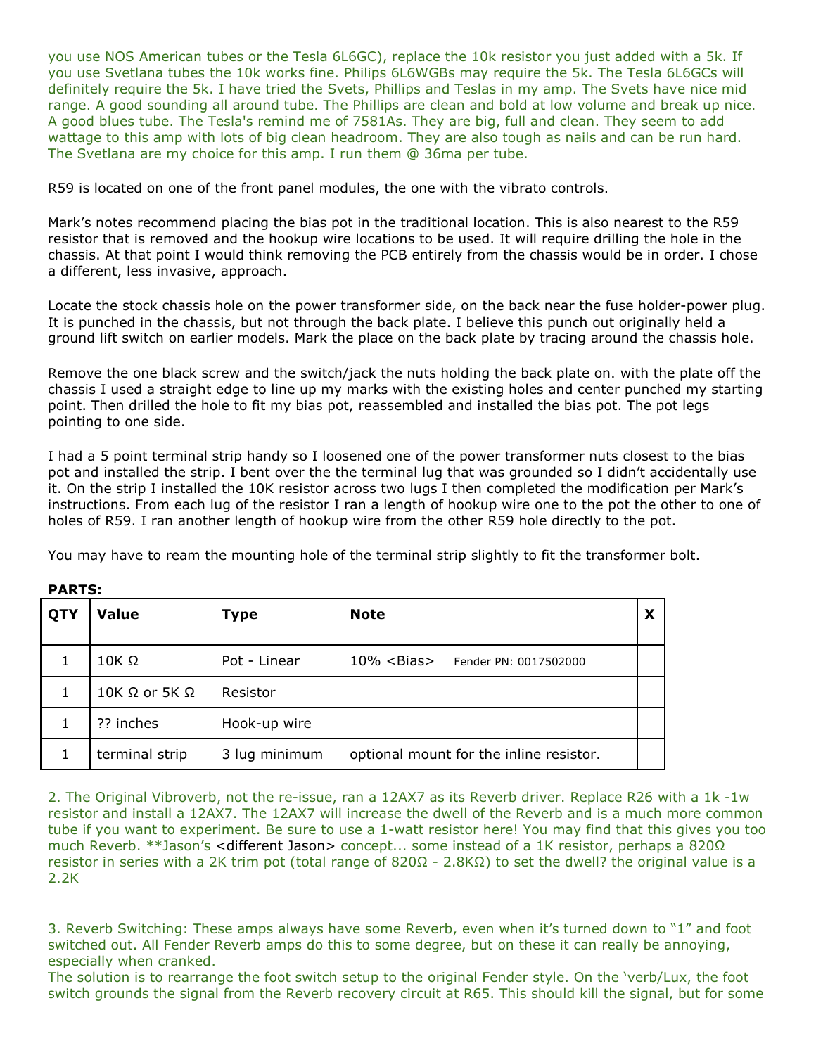you use NOS American tubes or the Tesla 6L6GC), replace the 10k resistor you just added with a 5k. If you use Svetlana tubes the 10k works fine. Philips 6L6WGBs may require the 5k. The Tesla 6L6GCs will definitely require the 5k. I have tried the Svets, Phillips and Teslas in my amp. The Svets have nice mid range. A good sounding all around tube. The Phillips are clean and bold at low volume and break up nice. A good blues tube. The Tesla's remind me of 7581As. They are big, full and clean. They seem to add wattage to this amp with lots of big clean headroom. They are also tough as nails and can be run hard. The Svetlana are my choice for this amp. I run them @ 36ma per tube.

R59 is located on one of the front panel modules, the one with the vibrato controls.

Mark's notes recommend placing the bias pot in the traditional location. This is also nearest to the R59 resistor that is removed and the hookup wire locations to be used. It will require drilling the hole in the chassis. At that point I would think removing the PCB entirely from the chassis would be in order. I chose a different, less invasive, approach.

Locate the stock chassis hole on the power transformer side, on the back near the fuse holder-power plug. It is punched in the chassis, but not through the back plate. I believe this punch out originally held a ground lift switch on earlier models. Mark the place on the back plate by tracing around the chassis hole.

Remove the one black screw and the switch/jack the nuts holding the back plate on. with the plate off the chassis I used a straight edge to line up my marks with the existing holes and center punched my starting point. Then drilled the hole to fit my bias pot, reassembled and installed the bias pot. The pot legs pointing to one side.

I had a 5 point terminal strip handy so I loosened one of the power transformer nuts closest to the bias pot and installed the strip. I bent over the the terminal lug that was grounded so I didn't accidentally use it. On the strip I installed the 10K resistor across two lugs I then completed the modification per Mark's instructions. From each lug of the resistor I ran a length of hookup wire one to the pot the other to one of holes of R59. I ran another length of hookup wire from the other R59 hole directly to the pot.

You may have to ream the mounting hole of the terminal strip slightly to fit the transformer bolt.

**PARTS:**

| QTY | Value | Type | Note | X |
|---|---|---|---|---|
| 1 | 10K Ω | Pot - Linear | 10% <Bias> Fender PN: 0017502000 | |
| 1 | 10K Ω or 5K Ω | Resistor | | |
| 1 | ?? inches | Hook-up wire | | |
| 1 | terminal strip | 3 lug minimum | optional mount for the inline resistor. | |

2. The Original Vibroverb, not the re-issue, ran a 12AX7 as its Reverb driver. Replace R26 with a 1k -1w resistor and install a 12AX7. The 12AX7 will increase the dwell of the Reverb and is a much more common tube if you want to experiment. Be sure to use a 1-watt resistor here! You may find that this gives you too much Reverb. **Jason's <different Jason> concept... some instead of a 1K resistor, perhaps a 820Ω resistor in series with a 2K trim pot (total range of 820Ω - 2.8KΩ) to set the dwell? the original value is a 2.2K

3. Reverb Switching: These amps always have some Reverb, even when it's turned down to "1" and foot switched out. All Fender Reverb amps do this to some degree, but on these it can really be annoying, especially when cranked.
The solution is to rearrange the foot switch setup to the original Fender style. On the 'verb/Lux, the foot switch grounds the signal from the Reverb recovery circuit at R65. This should kill the signal, but for some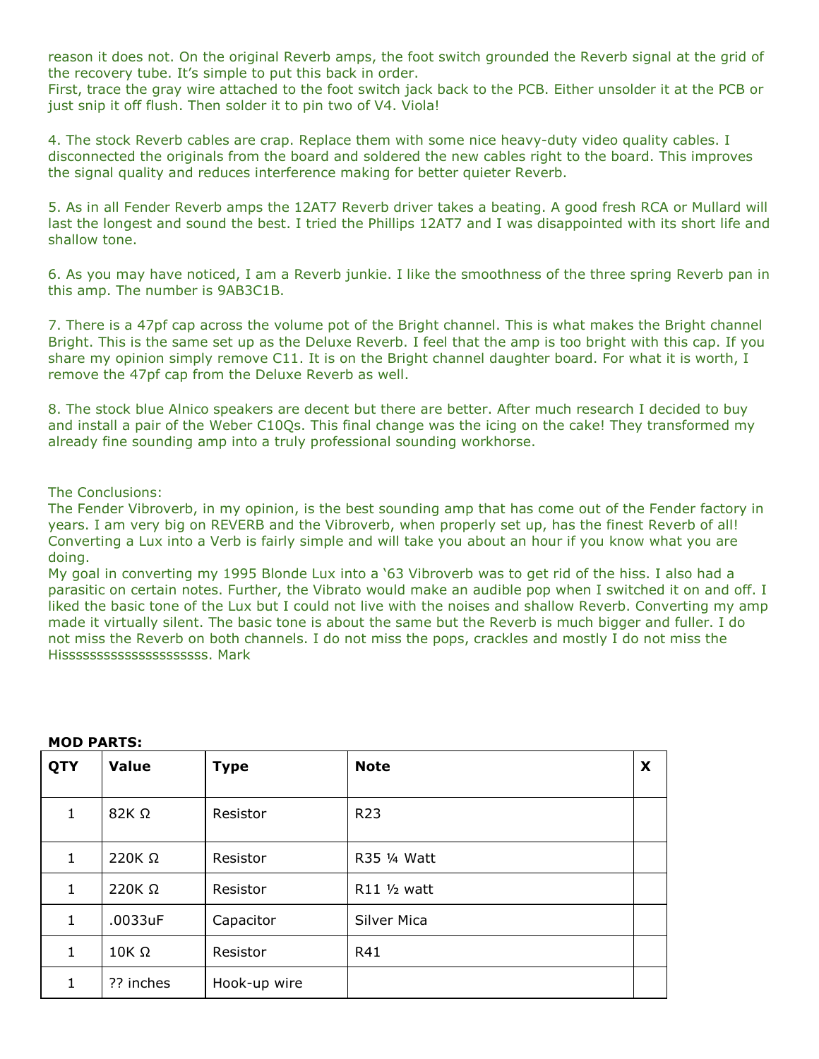reason it does not. On the original Reverb amps, the foot switch grounded the Reverb signal at the grid of the recovery tube. It's simple to put this back in order.
First, trace the gray wire attached to the foot switch jack back to the PCB. Either unsolder it at the PCB or just snip it off flush. Then solder it to pin two of V4. Viola!

4. The stock Reverb cables are crap. Replace them with some nice heavy-duty video quality cables. I disconnected the originals from the board and soldered the new cables right to the board. This improves the signal quality and reduces interference making for better quieter Reverb.

5. As in all Fender Reverb amps the 12AT7 Reverb driver takes a beating. A good fresh RCA or Mullard will last the longest and sound the best. I tried the Phillips 12AT7 and I was disappointed with its short life and shallow tone.

6. As you may have noticed, I am a Reverb junkie. I like the smoothness of the three spring Reverb pan in this amp. The number is 9AB3C1B.

7. There is a 47pf cap across the volume pot of the Bright channel. This is what makes the Bright channel Bright. This is the same set up as the Deluxe Reverb. I feel that the amp is too bright with this cap. If you share my opinion simply remove C11. It is on the Bright channel daughter board. For what it is worth, I remove the 47pf cap from the Deluxe Reverb as well.

8. The stock blue Alnico speakers are decent but there are better. After much research I decided to buy and install a pair of the Weber C10Qs. This final change was the icing on the cake! They transformed my already fine sounding amp into a truly professional sounding workhorse.

The Conclusions:
The Fender Vibroverb, in my opinion, is the best sounding amp that has come out of the Fender factory in years. I am very big on REVERB and the Vibroverb, when properly set up, has the finest Reverb of all! Converting a Lux into a Verb is fairly simple and will take you about an hour if you know what you are doing.
My goal in converting my 1995 Blonde Lux into a '63 Vibroverb was to get rid of the hiss. I also had a parasitic on certain notes. Further, the Vibrato would make an audible pop when I switched it on and off. I liked the basic tone of the Lux but I could not live with the noises and shallow Reverb. Converting my amp made it virtually silent. The basic tone is about the same but the Reverb is much bigger and fuller. I do not miss the Reverb on both channels. I do not miss the pops, crackles and mostly I do not miss the Hisssssssssssssssssssss. Mark

**MOD PARTS:**

| QTY | Value | Type | Note | X |
|---|---|---|---|---|
| 1 | 82K Ω | Resistor | R23 | |
| 1 | 220K Ω | Resistor | R35 ¼ Watt | |
| 1 | 220K Ω | Resistor | R11 ½ watt | |
| 1 | .0033uF | Capacitor | Silver Mica | |
| 1 | 10K Ω | Resistor | R41 | |
| 1 | ?? inches | Hook-up wire | | |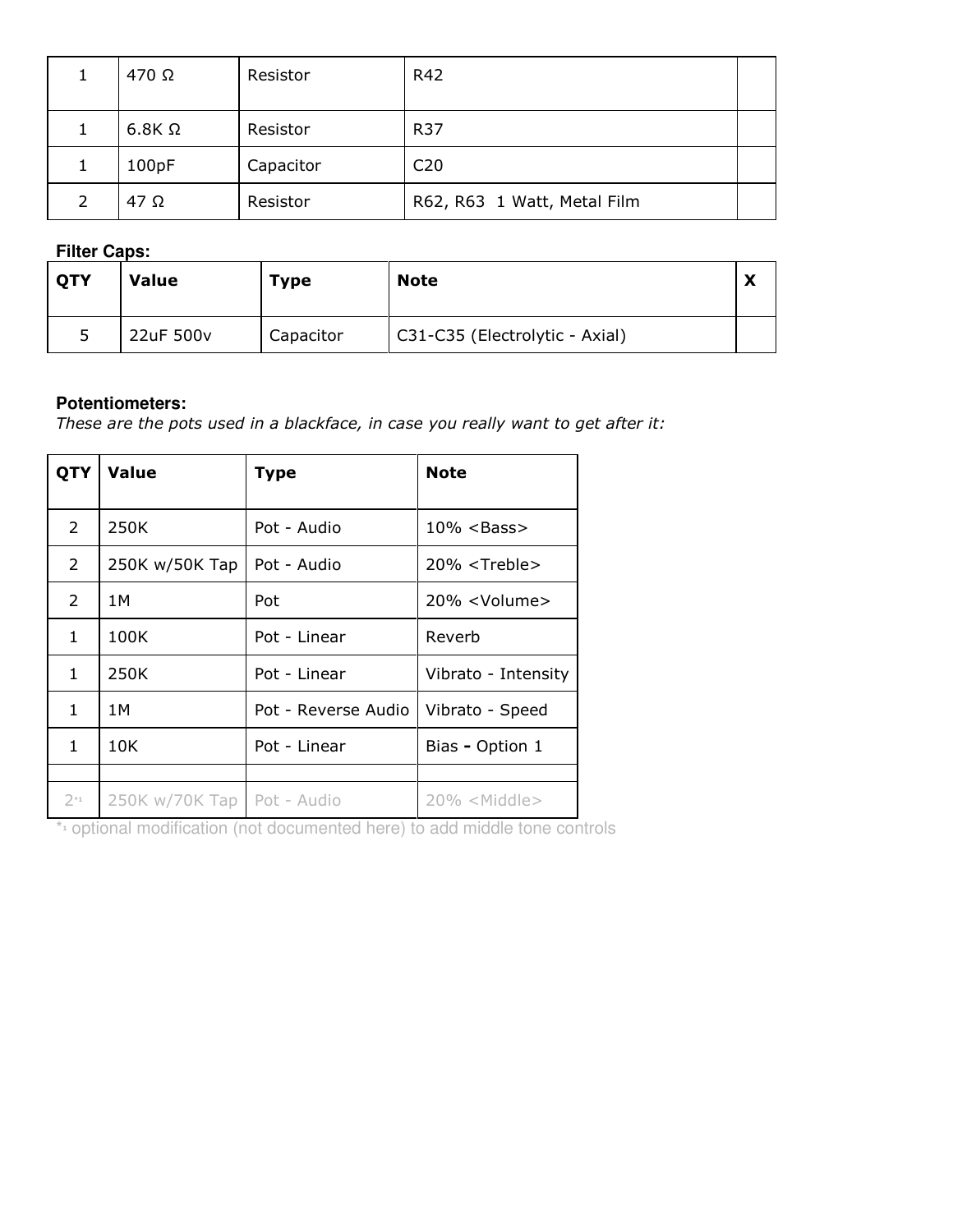| | | | | |
|---|---|---|---|---|
| 1 | 470 Ω | Resistor | R42 | |
| 1 | 6.8K Ω | Resistor | R37 | |
| 1 | 100pF | Capacitor | C20 | |
| 2 | 47 Ω | Resistor | R62, R63 1 Watt, Metal Film | |

**Filter Caps:**

| QTY | Value | Type | Note | X |
|---|---|---|---|---|
| 5 | 22uF 500v | Capacitor | C31-C35 (Electrolytic - Axial) | |

**Potentiometers:**

*These are the pots used in a blackface, in case you really want to get after it:*

| QTY | Value | Type | Note |
|---|---|---|---|
| 2 | 250K | Pot - Audio | 10% <Bass> |
| 2 | 250K w/50K Tap | Pot - Audio | 20% <Treble> |
| 2 | 1M | Pot | 20% <Volume> |
| 1 | 100K | Pot - Linear | Reverb |
| 1 | 250K | Pot - Linear | Vibrato - Intensity |
| 1 | 1M | Pot - Reverse Audio | Vibrato - Speed |
| 1 | 10K | Pot - Linear | Bias - Option 1 |
| | | | |
| 2*1 | 250K w/70K Tap | Pot - Audio | 20% <Middle> |

*1 optional modification (not documented here) to add middle tone controls